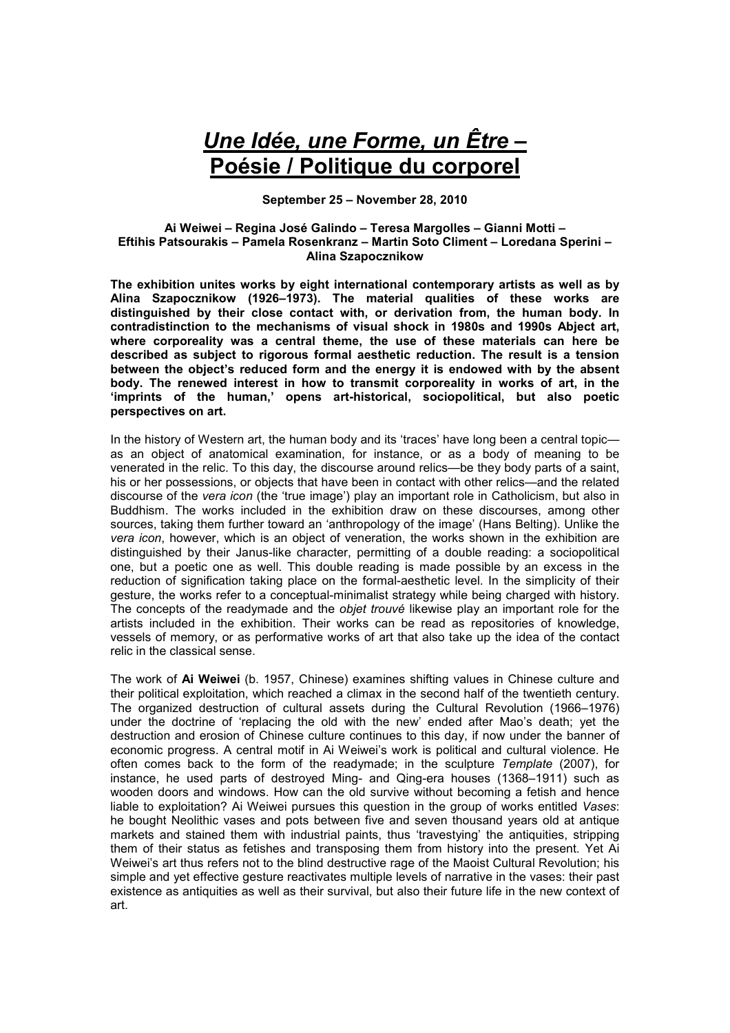# *Une Idée, une Forme, un Être –* Poésie / Politique du corporel

**September 25 – November 28, 2010**

**Ai Weiwei – Regina José Galindo – Teresa Margolles – Gianni Motti – Eftihis Patsourakis – Pamela Rosenkranz – Martin Soto Climent – Loredana Sperini – Alina Szapocznikow**

**The exhibition unites works by eight international contemporary artists as well as by Alina Szapocznikow (1926–1973). The material qualities of these works are distinguished by their close contact with, or derivation from, the human body. In contradistinction to the mechanisms of visual shock in 1980s and 1990s Abject art, where corporeality was a central theme, the use of these materials can here be described as subject to rigorous formal aesthetic reduction. The result is a tension between the object's reduced form and the energy it is endowed with by the absent body. The renewed interest in how to transmit corporeality in works of art, in the 'imprints of the human,' opens art-historical, sociopolitical, but also poetic perspectives on art.**

In the history of Western art, the human body and its 'traces' have long been a central topic—as an object of anatomical examination, for instance, or as a body of meaning to be venerated in the relic. To this day, the discourse around relics—be they body parts of a saint, his or her possessions, or objects that have been in contact with other relics—and the related discourse of the *vera icon* (the 'true image') play an important role in Catholicism, but also in Buddhism. The works included in the exhibition draw on these discourses, among other sources, taking them further toward an 'anthropology of the image' (Hans Belting). Unlike the *vera icon*, however, which is an object of veneration, the works shown in the exhibition are distinguished by their Janus-like character, permitting of a double reading: a sociopolitical one, but a poetic one as well. This double reading is made possible by an excess in the reduction of signification taking place on the formal-aesthetic level. In the simplicity of their gesture, the works refer to a conceptual-minimalist strategy while being charged with history. The concepts of the readymade and the *objet trouvé* likewise play an important role for the artists included in the exhibition. Their works can be read as repositories of knowledge, vessels of memory, or as performative works of art that also take up the idea of the contact relic in the classical sense.

The work of **Ai Weiwei** (b. 1957, Chinese) examines shifting values in Chinese culture and their political exploitation, which reached a climax in the second half of the twentieth century. The organized destruction of cultural assets during the Cultural Revolution (1966–1976) under the doctrine of 'replacing the old with the new' ended after Mao's death; yet the destruction and erosion of Chinese culture continues to this day, if now under the banner of economic progress. A central motif in Ai Weiwei's work is political and cultural violence. He often comes back to the form of the readymade; in the sculpture *Template* (2007), for instance, he used parts of destroyed Ming- and Qing-era houses (1368–1911) such as wooden doors and windows. How can the old survive without becoming a fetish and hence liable to exploitation? Ai Weiwei pursues this question in the group of works entitled *Vases*: he bought Neolithic vases and pots between five and seven thousand years old at antique markets and stained them with industrial paints, thus 'travestying' the antiquities, stripping them of their status as fetishes and transposing them from history into the present. Yet Ai Weiwei's art thus refers not to the blind destructive rage of the Maoist Cultural Revolution; his simple and yet effective gesture reactivates multiple levels of narrative in the vases: their past existence as antiquities as well as their survival, but also their future life in the new context of art.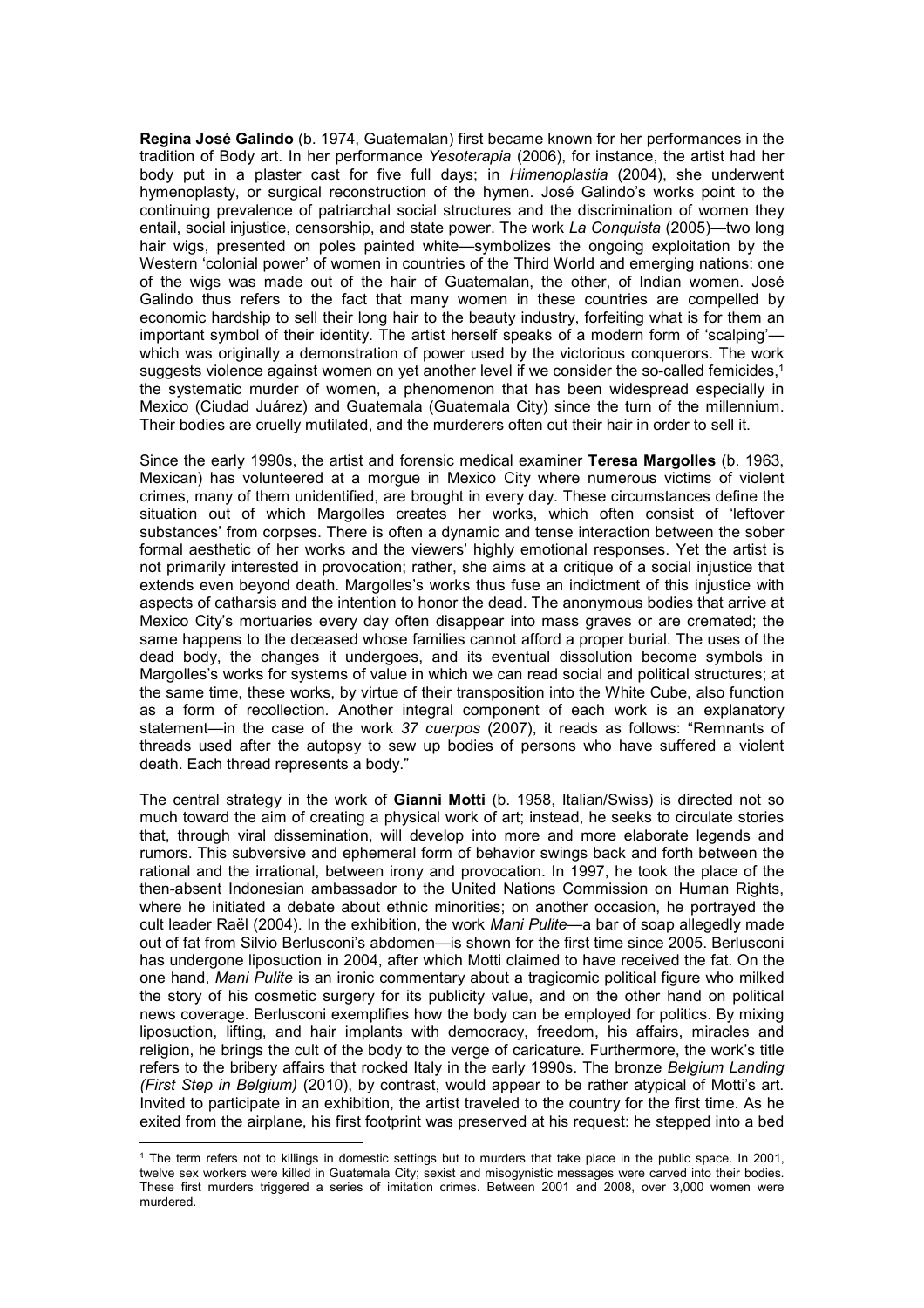**Regina José Galindo** (b. 1974, Guatemalan) first became known for her performances in the tradition of Body art. In her performance *Yesoterapia* (2006), for instance, the artist had her body put in a plaster cast for five full days; in *Himenoplastia* (2004), she underwent hymenoplasty, or surgical reconstruction of the hymen. José Galindo's works point to the continuing prevalence of patriarchal social structures and the discrimination of women they entail, social injustice, censorship, and state power. The work *La Conquista* (2005)—two long hair wigs, presented on poles painted white—symbolizes the ongoing exploitation by the Western 'colonial power' of women in countries of the Third World and emerging nations: one of the wigs was made out of the hair of Guatemalan, the other, of Indian women. José Galindo thus refers to the fact that many women in these countries are compelled by economic hardship to sell their long hair to the beauty industry, forfeiting what is for them an important symbol of their identity. The artist herself speaks of a modern form of 'scalping'—which was originally a demonstration of power used by the victorious conquerors. The work suggests violence against women on yet another level if we consider the so-called femicides,[1] the systematic murder of women, a phenomenon that has been widespread especially in Mexico (Ciudad Juárez) and Guatemala (Guatemala City) since the turn of the millennium. Their bodies are cruelly mutilated, and the murderers often cut their hair in order to sell it.

Since the early 1990s, the artist and forensic medical examiner **Teresa Margolles** (b. 1963, Mexican) has volunteered at a morgue in Mexico City where numerous victims of violent crimes, many of them unidentified, are brought in every day. These circumstances define the situation out of which Margolles creates her works, which often consist of 'leftover substances' from corpses. There is often a dynamic and tense interaction between the sober formal aesthetic of her works and the viewers' highly emotional responses. Yet the artist is not primarily interested in provocation; rather, she aims at a critique of a social injustice that extends even beyond death. Margolles's works thus fuse an indictment of this injustice with aspects of catharsis and the intention to honor the dead. The anonymous bodies that arrive at Mexico City's mortuaries every day often disappear into mass graves or are cremated; the same happens to the deceased whose families cannot afford a proper burial. The uses of the dead body, the changes it undergoes, and its eventual dissolution become symbols in Margolles's works for systems of value in which we can read social and political structures; at the same time, these works, by virtue of their transposition into the White Cube, also function as a form of recollection. Another integral component of each work is an explanatory statement—in the case of the work *37 cuerpos* (2007), it reads as follows: "Remnants of threads used after the autopsy to sew up bodies of persons who have suffered a violent death. Each thread represents a body."

The central strategy in the work of **Gianni Motti** (b. 1958, Italian/Swiss) is directed not so much toward the aim of creating a physical work of art; instead, he seeks to circulate stories that, through viral dissemination, will develop into more and more elaborate legends and rumors. This subversive and ephemeral form of behavior swings back and forth between the rational and the irrational, between irony and provocation. In 1997, he took the place of the then-absent Indonesian ambassador to the United Nations Commission on Human Rights, where he initiated a debate about ethnic minorities; on another occasion, he portrayed the cult leader Raël (2004). In the exhibition, the work *Mani Pulite*—a bar of soap allegedly made out of fat from Silvio Berlusconi's abdomen—is shown for the first time since 2005. Berlusconi has undergone liposuction in 2004, after which Motti claimed to have received the fat. On the one hand, *Mani Pulite* is an ironic commentary about a tragicomic political figure who milked the story of his cosmetic surgery for its publicity value, and on the other hand on political news coverage. Berlusconi exemplifies how the body can be employed for politics. By mixing liposuction, lifting, and hair implants with democracy, freedom, his affairs, miracles and religion, he brings the cult of the body to the verge of caricature. Furthermore, the work's title refers to the bribery affairs that rocked Italy in the early 1990s. The bronze *Belgium Landing (First Step in Belgium)* (2010), by contrast, would appear to be rather atypical of Motti's art. Invited to participate in an exhibition, the artist traveled to the country for the first time. As he exited from the airplane, his first footprint was preserved at his request: he stepped into a bed

---

[1] The term refers not to killings in domestic settings but to murders that take place in the public space. In 2001, twelve sex workers were killed in Guatemala City; sexist and misogynistic messages were carved into their bodies. These first murders triggered a series of imitation crimes. Between 2001 and 2008, over 3,000 women were murdered.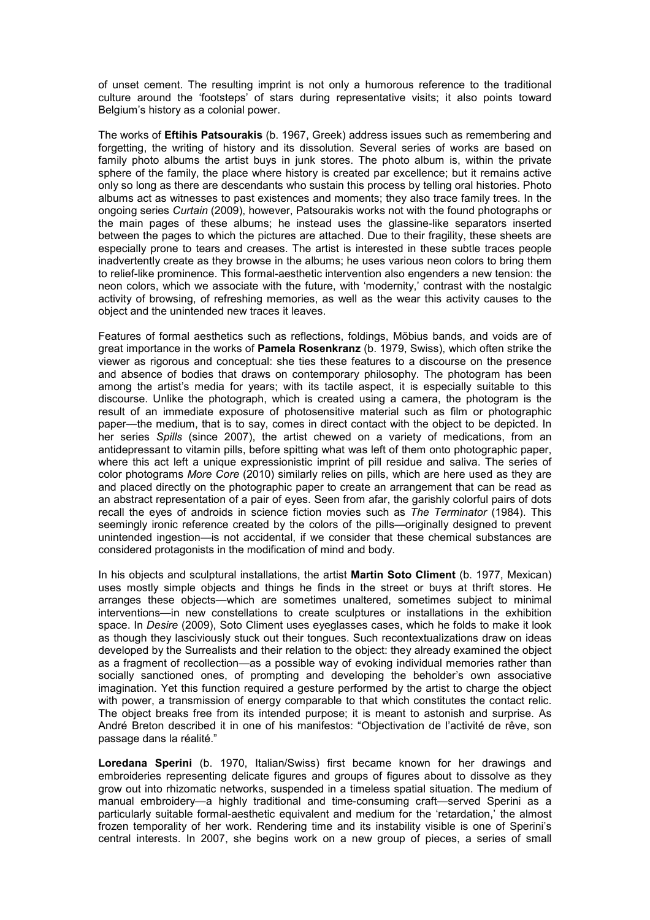of unset cement. The resulting imprint is not only a humorous reference to the traditional culture around the 'footsteps' of stars during representative visits; it also points toward Belgium's history as a colonial power.

The works of **Eftihis Patsourakis** (b. 1967, Greek) address issues such as remembering and forgetting, the writing of history and its dissolution. Several series of works are based on family photo albums the artist buys in junk stores. The photo album is, within the private sphere of the family, the place where history is created par excellence; but it remains active only so long as there are descendants who sustain this process by telling oral histories. Photo albums act as witnesses to past existences and moments; they also trace family trees. In the ongoing series *Curtain* (2009), however, Patsourakis works not with the found photographs or the main pages of these albums; he instead uses the glassine-like separators inserted between the pages to which the pictures are attached. Due to their fragility, these sheets are especially prone to tears and creases. The artist is interested in these subtle traces people inadvertently create as they browse in the albums; he uses various neon colors to bring them to relief-like prominence. This formal-aesthetic intervention also engenders a new tension: the neon colors, which we associate with the future, with 'modernity,' contrast with the nostalgic activity of browsing, of refreshing memories, as well as the wear this activity causes to the object and the unintended new traces it leaves.

Features of formal aesthetics such as reflections, foldings, Möbius bands, and voids are of great importance in the works of **Pamela Rosenkranz** (b. 1979, Swiss), which often strike the viewer as rigorous and conceptual: she ties these features to a discourse on the presence and absence of bodies that draws on contemporary philosophy. The photogram has been among the artist's media for years; with its tactile aspect, it is especially suitable to this discourse. Unlike the photograph, which is created using a camera, the photogram is the result of an immediate exposure of photosensitive material such as film or photographic paper—the medium, that is to say, comes in direct contact with the object to be depicted. In her series *Spills* (since 2007), the artist chewed on a variety of medications, from an antidepressant to vitamin pills, before spitting what was left of them onto photographic paper, where this act left a unique expressionistic imprint of pill residue and saliva. The series of color photograms *More Core* (2010) similarly relies on pills, which are here used as they are and placed directly on the photographic paper to create an arrangement that can be read as an abstract representation of a pair of eyes. Seen from afar, the garishly colorful pairs of dots recall the eyes of androids in science fiction movies such as *The Terminator* (1984). This seemingly ironic reference created by the colors of the pills—originally designed to prevent unintended ingestion—is not accidental, if we consider that these chemical substances are considered protagonists in the modification of mind and body.

In his objects and sculptural installations, the artist **Martin Soto Climent** (b. 1977, Mexican) uses mostly simple objects and things he finds in the street or buys at thrift stores. He arranges these objects—which are sometimes unaltered, sometimes subject to minimal interventions—in new constellations to create sculptures or installations in the exhibition space. In *Desire* (2009), Soto Climent uses eyeglasses cases, which he folds to make it look as though they lasciviously stuck out their tongues. Such recontextualizations draw on ideas developed by the Surrealists and their relation to the object: they already examined the object as a fragment of recollection—as a possible way of evoking individual memories rather than socially sanctioned ones, of prompting and developing the beholder's own associative imagination. Yet this function required a gesture performed by the artist to charge the object with power, a transmission of energy comparable to that which constitutes the contact relic. The object breaks free from its intended purpose; it is meant to astonish and surprise. As André Breton described it in one of his manifestos: "Objectivation de l'activité de rêve, son passage dans la réalité."

**Loredana Sperini** (b. 1970, Italian/Swiss) first became known for her drawings and embroideries representing delicate figures and groups of figures about to dissolve as they grow out into rhizomatic networks, suspended in a timeless spatial situation. The medium of manual embroidery—a highly traditional and time-consuming craft—served Sperini as a particularly suitable formal-aesthetic equivalent and medium for the 'retardation,' the almost frozen temporality of her work. Rendering time and its instability visible is one of Sperini's central interests. In 2007, she begins work on a new group of pieces, a series of small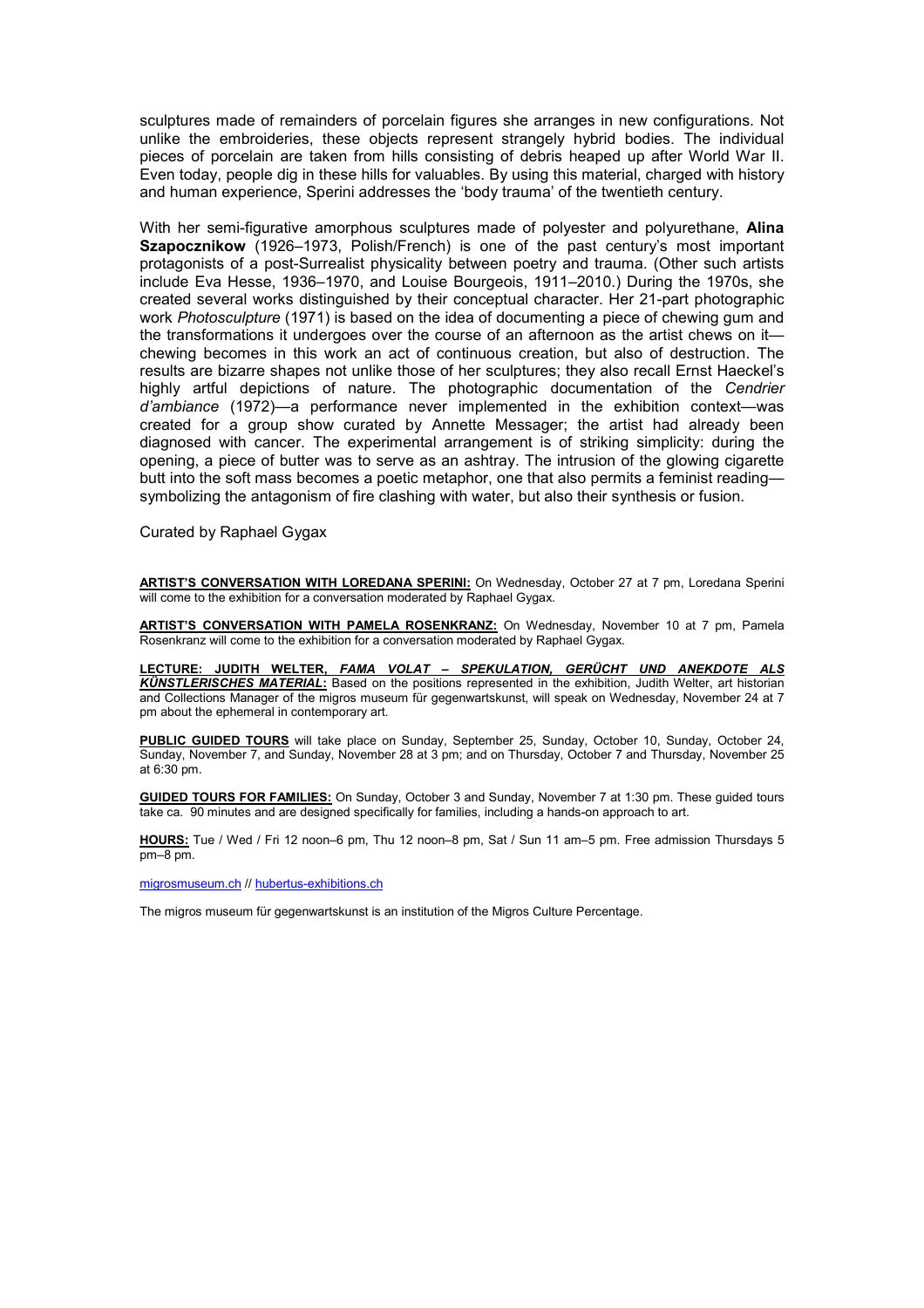sculptures made of remainders of porcelain figures she arranges in new configurations. Not unlike the embroideries, these objects represent strangely hybrid bodies. The individual pieces of porcelain are taken from hills consisting of debris heaped up after World War II. Even today, people dig in these hills for valuables. By using this material, charged with history and human experience, Sperini addresses the 'body trauma' of the twentieth century.

With her semi-figurative amorphous sculptures made of polyester and polyurethane, **Alina Szapocznikow** (1926–1973, Polish/French) is one of the past century's most important protagonists of a post-Surrealist physicality between poetry and trauma. (Other such artists include Eva Hesse, 1936–1970, and Louise Bourgeois, 1911–2010.) During the 1970s, she created several works distinguished by their conceptual character. Her 21-part photographic work *Photosculpture* (1971) is based on the idea of documenting a piece of chewing gum and the transformations it undergoes over the course of an afternoon as the artist chews on it—chewing becomes in this work an act of continuous creation, but also of destruction. The results are bizarre shapes not unlike those of her sculptures; they also recall Ernst Haeckel's highly artful depictions of nature. The photographic documentation of the *Cendrier d'ambiance* (1972)—a performance never implemented in the exhibition context—was created for a group show curated by Annette Messager; the artist had already been diagnosed with cancer. The experimental arrangement is of striking simplicity: during the opening, a piece of butter was to serve as an ashtray. The intrusion of the glowing cigarette butt into the soft mass becomes a poetic metaphor, one that also permits a feminist reading—symbolizing the antagonism of fire clashing with water, but also their synthesis or fusion.

Curated by Raphael Gygax

**ARTIST'S CONVERSATION WITH LOREDANA SPERINI:** On Wednesday, October 27 at 7 pm, Loredana Sperini will come to the exhibition for a conversation moderated by Raphael Gygax.

**ARTIST'S CONVERSATION WITH PAMELA ROSENKRANZ:** On Wednesday, November 10 at 7 pm, Pamela Rosenkranz will come to the exhibition for a conversation moderated by Raphael Gygax.

**LECTURE: JUDITH WELTER, *FAMA VOLAT – SPEKULATION, GERÜCHT UND ANEKDOTE ALS KÜNSTLERISCHES MATERIAL*:** Based on the positions represented in the exhibition, Judith Welter, art historian and Collections Manager of the migros museum für gegenwartskunst, will speak on Wednesday, November 24 at 7 pm about the ephemeral in contemporary art.

**PUBLIC GUIDED TOURS** will take place on Sunday, September 25, Sunday, October 10, Sunday, October 24, Sunday, November 7, and Sunday, November 28 at 3 pm; and on Thursday, October 7 and Thursday, November 25 at 6:30 pm.

**GUIDED TOURS FOR FAMILIES:** On Sunday, October 3 and Sunday, November 7 at 1:30 pm. These guided tours take ca. 90 minutes and are designed specifically for families, including a hands-on approach to art.

**HOURS:** Tue / Wed / Fri 12 noon–6 pm, Thu 12 noon–8 pm, Sat / Sun 11 am–5 pm. Free admission Thursdays 5 pm–8 pm.

migrosmuseum.ch // hubertus-exhibitions.ch

The migros museum für gegenwartskunst is an institution of the Migros Culture Percentage.